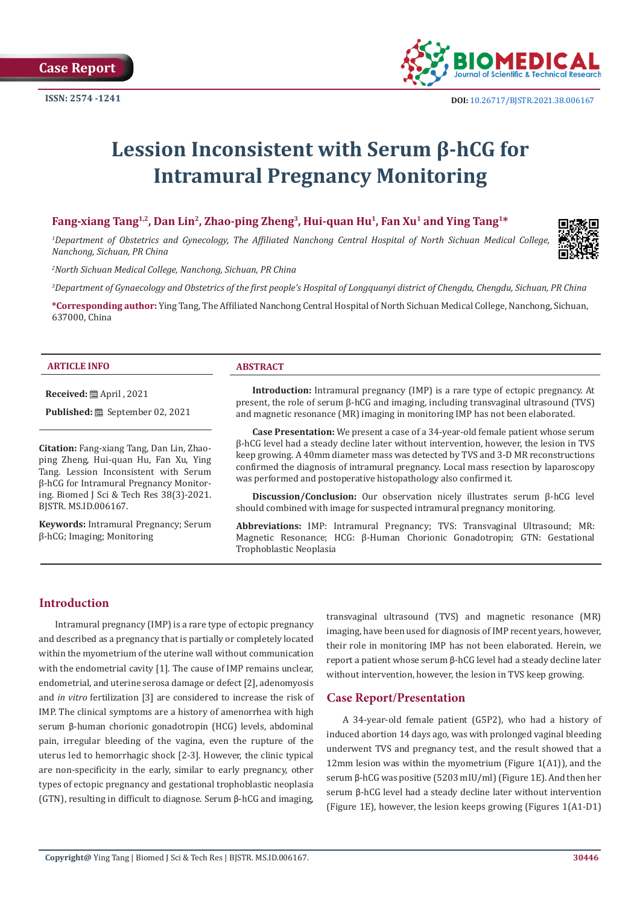Case Report

ISSN: 2574 -1241

DOI: 10.26717/BJSTR.2021.38.006167

# Lession Inconsistent with Serum β-hCG for Intramural Pregnancy Monitoring

**Fang-xiang Tang[1,2], Dan Lin[2], Zhao-ping Zheng[3], Hui-quan Hu[1], Fan Xu[1] and Ying Tang[1]***

[1]*Department of Obstetrics and Gynecology, The Affiliated Nanchong Central Hospital of North Sichuan Medical College, Nanchong, Sichuan, PR China*

[2]*North Sichuan Medical College, Nanchong, Sichuan, PR China*

[3]*Department of Gynaecology and Obstetrics of the first people's Hospital of Longquanyi district of Chengdu, Chengdu, Sichuan, PR China*

***Corresponding author:** Ying Tang, The Affiliated Nanchong Central Hospital of North Sichuan Medical College, Nanchong, Sichuan, 637000, China

### ARTICLE INFO

**Received:** April , 2021

**Published:** September 02, 2021

**Citation:** Fang-xiang Tang, Dan Lin, Zhao-ping Zheng, Hui-quan Hu, Fan Xu, Ying Tang. Lession Inconsistent with Serum β-hCG for Intramural Pregnancy Monitoring. Biomed J Sci & Tech Res 38(3)-2021. BJSTR. MS.ID.006167.

**Keywords:** Intramural Pregnancy; Serum β-hCG; Imaging; Monitoring

### ABSTRACT

**Introduction:** Intramural pregnancy (IMP) is a rare type of ectopic pregnancy. At present, the role of serum β-hCG and imaging, including transvaginal ultrasound (TVS) and magnetic resonance (MR) imaging in monitoring IMP has not been elaborated.

**Case Presentation:** We present a case of a 34-year-old female patient whose serum β-hCG level had a steady decline later without intervention, however, the lesion in TVS keep growing. A 40mm diameter mass was detected by TVS and 3-D MR reconstructions confirmed the diagnosis of intramural pregnancy. Local mass resection by laparoscopy was performed and postoperative histopathology also confirmed it.

**Discussion/Conclusion:** Our observation nicely illustrates serum β-hCG level should combined with image for suspected intramural pregnancy monitoring.

**Abbreviations:** IMP: Intramural Pregnancy; TVS: Transvaginal Ultrasound; MR: Magnetic Resonance; HCG: β-Human Chorionic Gonadotropin; GTN: Gestational Trophoblastic Neoplasia

## Introduction

Intramural pregnancy (IMP) is a rare type of ectopic pregnancy and described as a pregnancy that is partially or completely located within the myometrium of the uterine wall without communication with the endometrial cavity [1]. The cause of IMP remains unclear, endometrial, and uterine serosa damage or defect [2], adenomyosis and *in vitro* fertilization [3] are considered to increase the risk of IMP. The clinical symptoms are a history of amenorrhea with high serum β-human chorionic gonadotropin (HCG) levels, abdominal pain, irregular bleeding of the vagina, even the rupture of the uterus led to hemorrhagic shock [2-3]. However, the clinic typical are non-specificity in the early, similar to early pregnancy, other types of ectopic pregnancy and gestational trophoblastic neoplasia (GTN), resulting in difficult to diagnose. Serum β-hCG and imaging, transvaginal ultrasound (TVS) and magnetic resonance (MR) imaging, have been used for diagnosis of IMP recent years, however, their role in monitoring IMP has not been elaborated. Herein, we report a patient whose serum β-hCG level had a steady decline later without intervention, however, the lesion in TVS keep growing.

## Case Report/Presentation

A 34-year-old female patient (G5P2), who had a history of induced abortion 14 days ago, was with prolonged vaginal bleeding underwent TVS and pregnancy test, and the result showed that a 12mm lesion was within the myometrium (Figure 1(A1)), and the serum β-hCG was positive (5203 mIU/ml) (Figure 1E). And then her serum β-hCG level had a steady decline later without intervention (Figure 1E), however, the lesion keeps growing (Figures 1(A1-D1)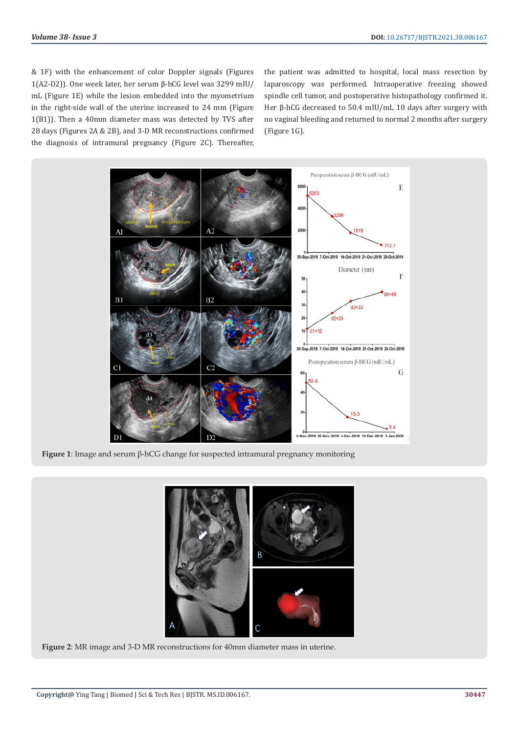& 1F) with the enhancement of color Doppler signals (Figures 1(A2-D2)). One week later, her serum β-hCG level was 3299 mIU/mL (Figure 1E) while the lesion embedded into the myometrium in the right-side wall of the uterine increased to 24 mm (Figure 1(B1)). Then a 40mm diameter mass was detected by TVS after 28 days (Figures 2A & 2B), and 3-D MR reconstructions confirmed the diagnosis of intramural pregnancy (Figure 2C). Thereafter, the patient was admitted to hospital, local mass resection by laparoscopy was performed. Intraoperative freezing showed spindle cell tumor, and postoperative histopathology confirmed it. Her β-hCG decreased to 50.4 mIU/mL 10 days after surgery with no vaginal bleeding and returned to normal 2 months after surgery (Figure 1G).

**Figure 1**: Image and serum β-hCG change for suspected intramural pregnancy monitoring

**Figure 2**: MR image and 3-D MR reconstructions for 40mm diameter mass in uterine.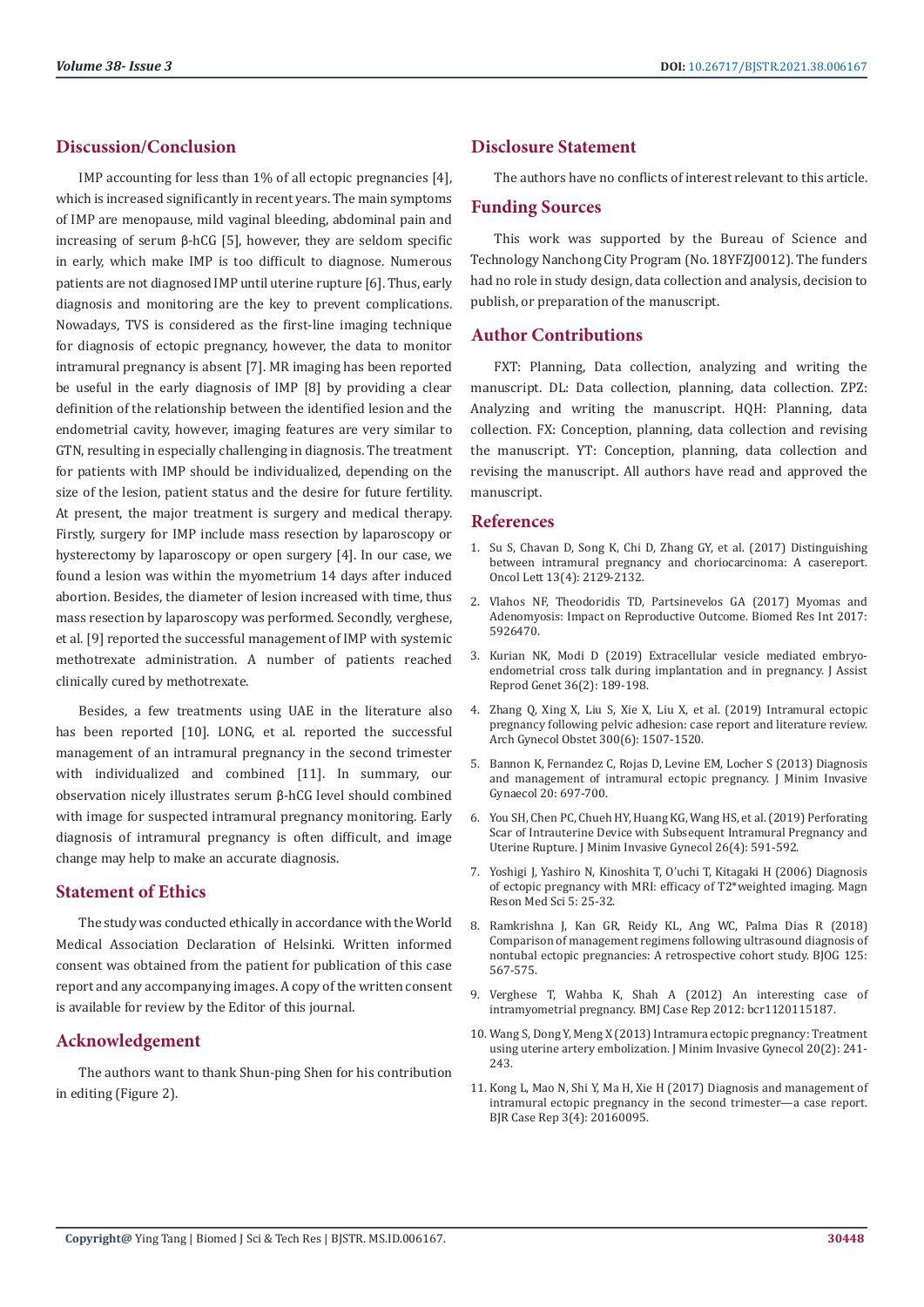## Discussion/Conclusion

IMP accounting for less than 1% of all ectopic pregnancies [4], which is increased significantly in recent years. The main symptoms of IMP are menopause, mild vaginal bleeding, abdominal pain and increasing of serum β-hCG [5], however, they are seldom specific in early, which make IMP is too difficult to diagnose. Numerous patients are not diagnosed IMP until uterine rupture [6]. Thus, early diagnosis and monitoring are the key to prevent complications. Nowadays, TVS is considered as the first-line imaging technique for diagnosis of ectopic pregnancy, however, the data to monitor intramural pregnancy is absent [7]. MR imaging has been reported be useful in the early diagnosis of IMP [8] by providing a clear definition of the relationship between the identified lesion and the endometrial cavity, however, imaging features are very similar to GTN, resulting in especially challenging in diagnosis. The treatment for patients with IMP should be individualized, depending on the size of the lesion, patient status and the desire for future fertility. At present, the major treatment is surgery and medical therapy. Firstly, surgery for IMP include mass resection by laparoscopy or hysterectomy by laparoscopy or open surgery [4]. In our case, we found a lesion was within the myometrium 14 days after induced abortion. Besides, the diameter of lesion increased with time, thus mass resection by laparoscopy was performed. Secondly, verghese, et al. [9] reported the successful management of IMP with systemic methotrexate administration. A number of patients reached clinically cured by methotrexate.

Besides, a few treatments using UAE in the literature also has been reported [10]. LONG, et al. reported the successful management of an intramural pregnancy in the second trimester with individualized and combined [11]. In summary, our observation nicely illustrates serum β-hCG level should combined with image for suspected intramural pregnancy monitoring. Early diagnosis of intramural pregnancy is often difficult, and image change may help to make an accurate diagnosis.

## Statement of Ethics

The study was conducted ethically in accordance with the World Medical Association Declaration of Helsinki. Written informed consent was obtained from the patient for publication of this case report and any accompanying images. A copy of the written consent is available for review by the Editor of this journal.

## Acknowledgement

The authors want to thank Shun-ping Shen for his contribution in editing (Figure 2).

## Disclosure Statement

The authors have no conflicts of interest relevant to this article.

## Funding Sources

This work was supported by the Bureau of Science and Technology Nanchong City Program (No. 18YFZJ0012). The funders had no role in study design, data collection and analysis, decision to publish, or preparation of the manuscript.

## Author Contributions

FXT: Planning, Data collection, analyzing and writing the manuscript. DL: Data collection, planning, data collection. ZPZ: Analyzing and writing the manuscript. HQH: Planning, data collection. FX: Conception, planning, data collection and revising the manuscript. YT: Conception, planning, data collection and revising the manuscript. All authors have read and approved the manuscript.

## References

1. Su S, Chavan D, Song K, Chi D, Zhang GY, et al. (2017) Distinguishing between intramural pregnancy and choriocarcinoma: A casereport. Oncol Lett 13(4): 2129-2132.
2. Vlahos NF, Theodoridis TD, Partsinevelos GA (2017) Myomas and Adenomyosis: Impact on Reproductive Outcome. Biomed Res Int 2017: 5926470.
3. Kurian NK, Modi D (2019) Extracellular vesicle mediated embryo-endometrial cross talk during implantation and in pregnancy. J Assist Reprod Genet 36(2): 189-198.
4. Zhang Q, Xing X, Liu S, Xie X, Liu X, et al. (2019) Intramural ectopic pregnancy following pelvic adhesion: case report and literature review. Arch Gynecol Obstet 300(6): 1507-1520.
5. Bannon K, Fernandez C, Rojas D, Levine EM, Locher S (2013) Diagnosis and management of intramural ectopic pregnancy. J Minim Invasive Gynaecol 20: 697-700.
6. You SH, Chen PC, Chueh HY, Huang KG, Wang HS, et al. (2019) Perforating Scar of Intrauterine Device with Subsequent Intramural Pregnancy and Uterine Rupture. J Minim Invasive Gynecol 26(4): 591-592.
7. Yoshigi J, Yashiro N, Kinoshita T, O'uchi T, Kitagaki H (2006) Diagnosis of ectopic pregnancy with MRI: efficacy of T2*weighted imaging. Magn Reson Med Sci 5: 25-32.
8. Ramkrishna J, Kan GR, Reidy KL, Ang WC, Palma Dias R (2018) Comparison of management regimens following ultrasound diagnosis of nontubal ectopic pregnancies: A retrospective cohort study. BJOG 125: 567-575.
9. Verghese T, Wahba K, Shah A (2012) An interesting case of intramyometrial pregnancy. BMJ Case Rep 2012: bcr1120115187.
10. Wang S, Dong Y, Meng X (2013) Intramura ectopic pregnancy: Treatment using uterine artery embolization. J Minim Invasive Gynecol 20(2): 241-243.
11. Kong L, Mao N, Shi Y, Ma H, Xie H (2017) Diagnosis and management of intramural ectopic pregnancy in the second trimester—a case report. BJR Case Rep 3(4): 20160095.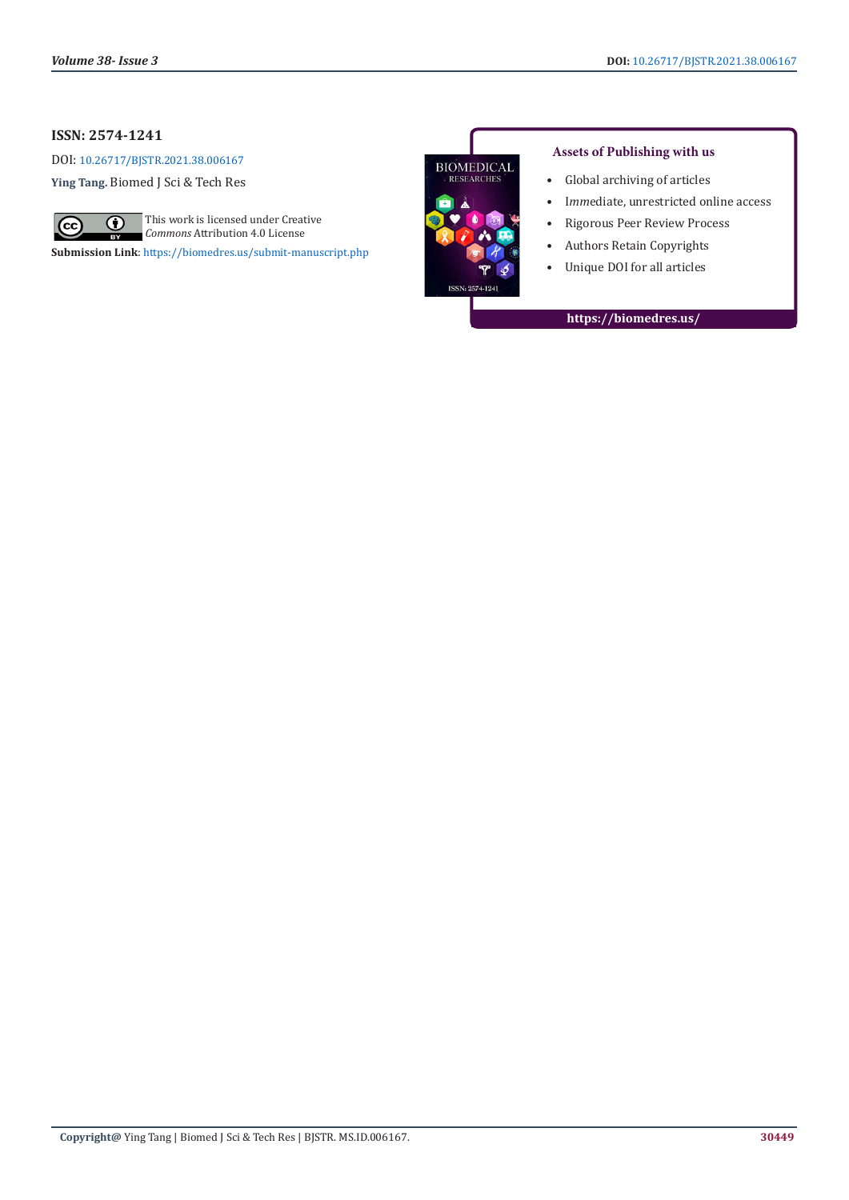**ISSN: 2574-1241**

DOI: 10.26717/BJSTR.2021.38.006167

**Ying Tang.** Biomed J Sci & Tech Res

This work is licensed under Creative *Commons* Attribution 4.0 License

**Submission Link**: https://biomedres.us/submit-manuscript.php

### Assets of Publishing with us

- Global archiving of articles
- Immediate, unrestricted online access
- Rigorous Peer Review Process
- Authors Retain Copyrights
- Unique DOI for all articles

**https://biomedres.us/**